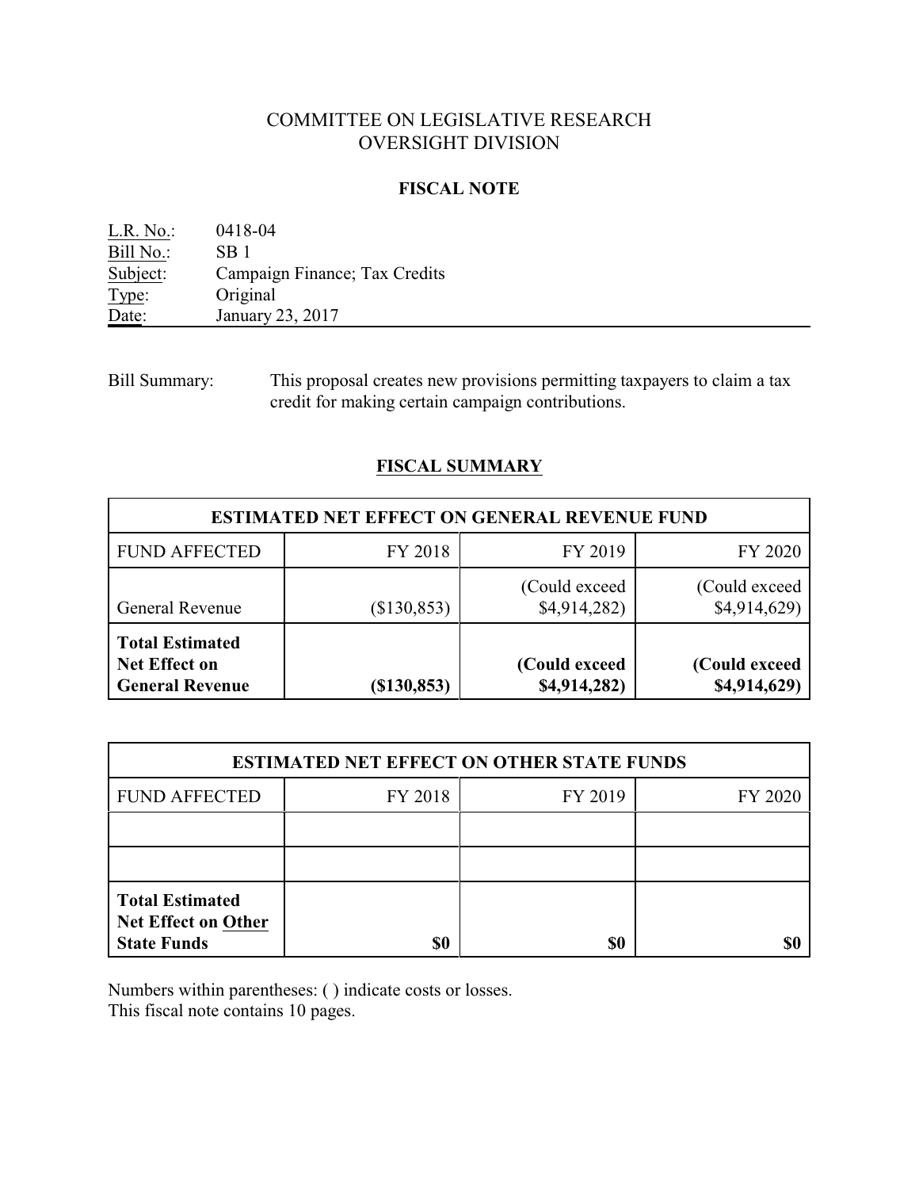# COMMITTEE ON LEGISLATIVE RESEARCH
# OVERSIGHT DIVISION

## FISCAL NOTE

L.R. No.: 0418-04
Bill No.: SB 1
Subject: Campaign Finance; Tax Credits
Type: Original
Date: January 23, 2017

Bill Summary: This proposal creates new provisions permitting taxpayers to claim a tax credit for making certain campaign contributions.

## FISCAL SUMMARY

| ESTIMATED NET EFFECT ON GENERAL REVENUE FUND | | | |
|---|---|---|---|
| FUND AFFECTED | FY 2018 | FY 2019 | FY 2020 |
| General Revenue | ($130,853) | (Could exceed $4,914,282) | (Could exceed $4,914,629) |
| **Total Estimated Net Effect on General Revenue** | **($130,853)** | **(Could exceed $4,914,282)** | **(Could exceed $4,914,629)** |

| ESTIMATED NET EFFECT ON OTHER STATE FUNDS | | | |
|---|---|---|---|
| FUND AFFECTED | FY 2018 | FY 2019 | FY 2020 |
| | | | |
| | | | |
| **Total Estimated Net Effect on Other State Funds** | **$0** | **$0** | **$0** |

Numbers within parentheses: ( ) indicate costs or losses.
This fiscal note contains 10 pages.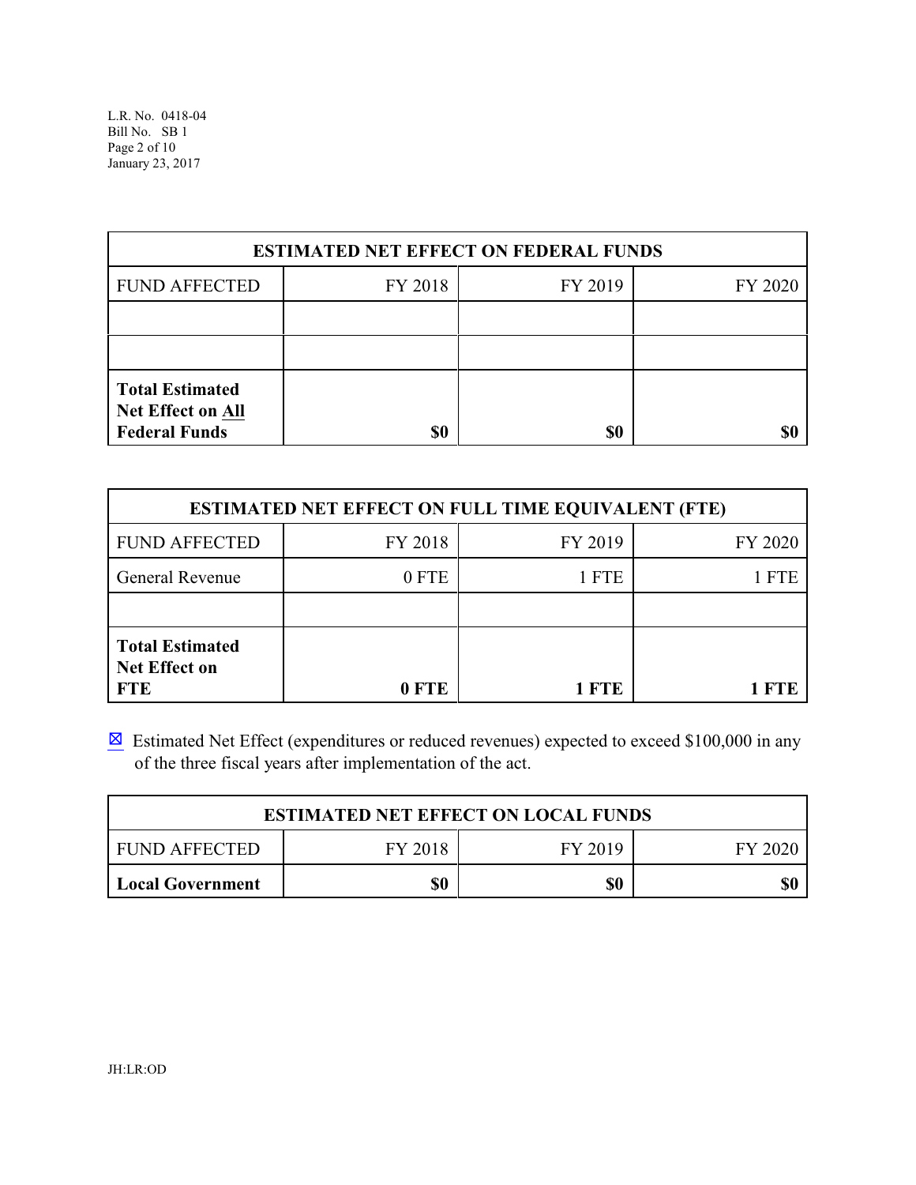| ESTIMATED NET EFFECT ON FEDERAL FUNDS | | | |
|---|---|---|---|
| FUND AFFECTED | FY 2018 | FY 2019 | FY 2020 |
| | | | |
| | | | |
| **Total Estimated Net Effect on All Federal Funds** | **$0** | **$0** | **$0** |

| ESTIMATED NET EFFECT ON FULL TIME EQUIVALENT (FTE) | | | |
|---|---|---|---|
| FUND AFFECTED | FY 2018 | FY 2019 | FY 2020 |
| General Revenue | 0 FTE | 1 FTE | 1 FTE |
| | | | |
| **Total Estimated Net Effect on FTE** | **0 FTE** | **1 FTE** | **1 FTE** |

☒ Estimated Net Effect (expenditures or reduced revenues) expected to exceed $100,000 in any of the three fiscal years after implementation of the act.

| ESTIMATED NET EFFECT ON LOCAL FUNDS | | | |
|---|---|---|---|
| FUND AFFECTED | FY 2018 | FY 2019 | FY 2020 |
| **Local Government** | **$0** | **$0** | **$0** |

JH:LR:OD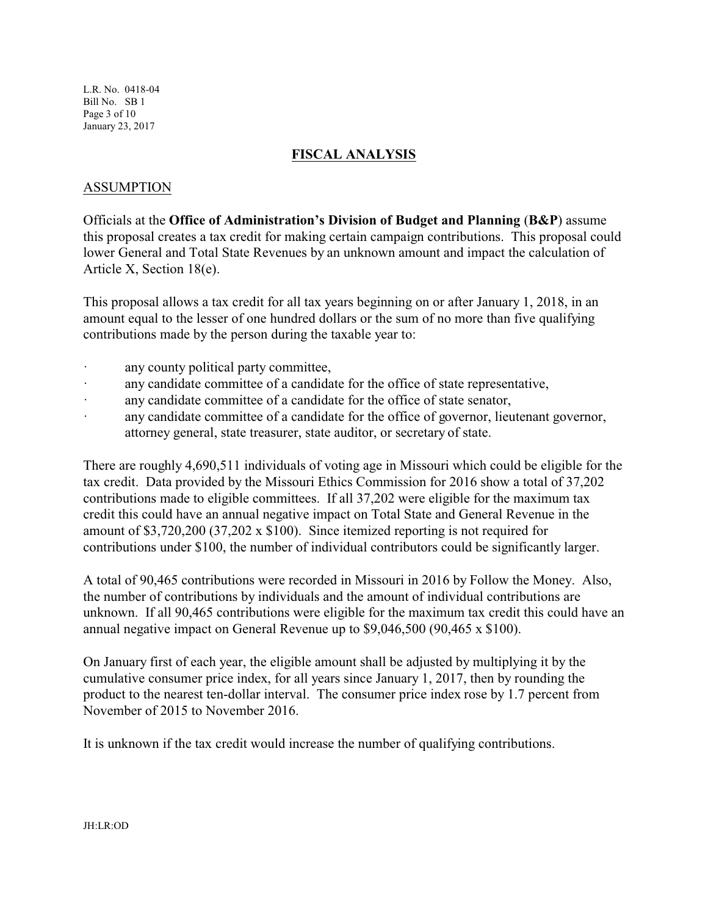## FISCAL ANALYSIS

### ASSUMPTION

Officials at the **Office of Administration's Division of Budget and Planning** (**B&P**) assume this proposal creates a tax credit for making certain campaign contributions. This proposal could lower General and Total State Revenues by an unknown amount and impact the calculation of Article X, Section 18(e).

This proposal allows a tax credit for all tax years beginning on or after January 1, 2018, in an amount equal to the lesser of one hundred dollars or the sum of no more than five qualifying contributions made by the person during the taxable year to:

- any county political party committee,
- any candidate committee of a candidate for the office of state representative,
- any candidate committee of a candidate for the office of state senator,
- any candidate committee of a candidate for the office of governor, lieutenant governor, attorney general, state treasurer, state auditor, or secretary of state.

There are roughly 4,690,511 individuals of voting age in Missouri which could be eligible for the tax credit. Data provided by the Missouri Ethics Commission for 2016 show a total of 37,202 contributions made to eligible committees. If all 37,202 were eligible for the maximum tax credit this could have an annual negative impact on Total State and General Revenue in the amount of $3,720,200 (37,202 x $100). Since itemized reporting is not required for contributions under $100, the number of individual contributors could be significantly larger.

A total of 90,465 contributions were recorded in Missouri in 2016 by Follow the Money. Also, the number of contributions by individuals and the amount of individual contributions are unknown. If all 90,465 contributions were eligible for the maximum tax credit this could have an annual negative impact on General Revenue up to $9,046,500 (90,465 x $100).

On January first of each year, the eligible amount shall be adjusted by multiplying it by the cumulative consumer price index, for all years since January 1, 2017, then by rounding the product to the nearest ten-dollar interval. The consumer price index rose by 1.7 percent from November of 2015 to November 2016.

It is unknown if the tax credit would increase the number of qualifying contributions.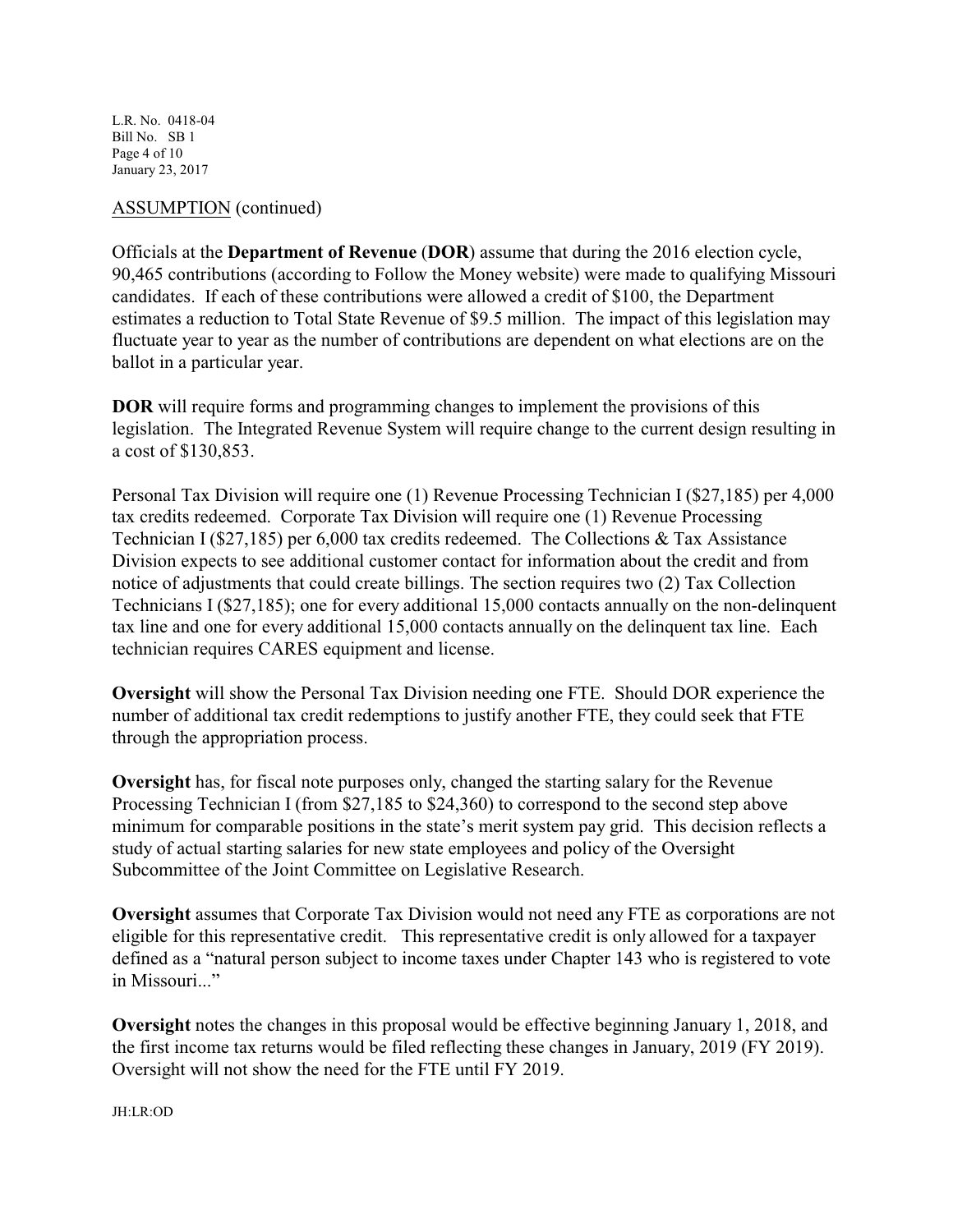ASSUMPTION (continued)

Officials at the **Department of Revenue** (**DOR**) assume that during the 2016 election cycle, 90,465 contributions (according to Follow the Money website) were made to qualifying Missouri candidates. If each of these contributions were allowed a credit of $100, the Department estimates a reduction to Total State Revenue of $9.5 million. The impact of this legislation may fluctuate year to year as the number of contributions are dependent on what elections are on the ballot in a particular year.

**DOR** will require forms and programming changes to implement the provisions of this legislation. The Integrated Revenue System will require change to the current design resulting in a cost of $130,853.

Personal Tax Division will require one (1) Revenue Processing Technician I ($27,185) per 4,000 tax credits redeemed. Corporate Tax Division will require one (1) Revenue Processing Technician I ($27,185) per 6,000 tax credits redeemed. The Collections & Tax Assistance Division expects to see additional customer contact for information about the credit and from notice of adjustments that could create billings. The section requires two (2) Tax Collection Technicians I ($27,185); one for every additional 15,000 contacts annually on the non-delinquent tax line and one for every additional 15,000 contacts annually on the delinquent tax line. Each technician requires CARES equipment and license.

**Oversight** will show the Personal Tax Division needing one FTE. Should DOR experience the number of additional tax credit redemptions to justify another FTE, they could seek that FTE through the appropriation process.

**Oversight** has, for fiscal note purposes only, changed the starting salary for the Revenue Processing Technician I (from $27,185 to $24,360) to correspond to the second step above minimum for comparable positions in the state's merit system pay grid. This decision reflects a study of actual starting salaries for new state employees and policy of the Oversight Subcommittee of the Joint Committee on Legislative Research.

**Oversight** assumes that Corporate Tax Division would not need any FTE as corporations are not eligible for this representative credit. This representative credit is only allowed for a taxpayer defined as a "natural person subject to income taxes under Chapter 143 who is registered to vote in Missouri..."

**Oversight** notes the changes in this proposal would be effective beginning January 1, 2018, and the first income tax returns would be filed reflecting these changes in January, 2019 (FY 2019). Oversight will not show the need for the FTE until FY 2019.

JH:LR:OD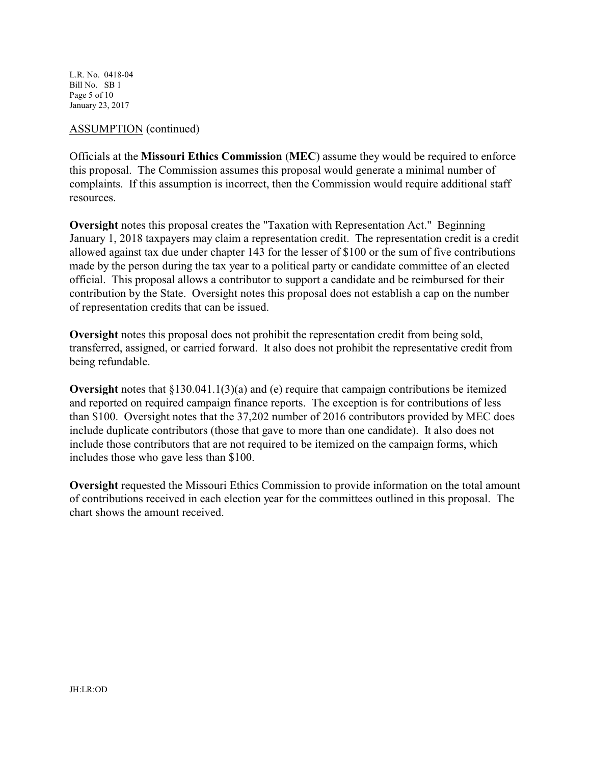ASSUMPTION (continued)

Officials at the **Missouri Ethics Commission** (**MEC**) assume they would be required to enforce this proposal. The Commission assumes this proposal would generate a minimal number of complaints. If this assumption is incorrect, then the Commission would require additional staff resources.

**Oversight** notes this proposal creates the "Taxation with Representation Act." Beginning January 1, 2018 taxpayers may claim a representation credit. The representation credit is a credit allowed against tax due under chapter 143 for the lesser of $100 or the sum of five contributions made by the person during the tax year to a political party or candidate committee of an elected official. This proposal allows a contributor to support a candidate and be reimbursed for their contribution by the State. Oversight notes this proposal does not establish a cap on the number of representation credits that can be issued.

**Oversight** notes this proposal does not prohibit the representation credit from being sold, transferred, assigned, or carried forward. It also does not prohibit the representative credit from being refundable.

**Oversight** notes that §130.041.1(3)(a) and (e) require that campaign contributions be itemized and reported on required campaign finance reports. The exception is for contributions of less than $100. Oversight notes that the 37,202 number of 2016 contributors provided by MEC does include duplicate contributors (those that gave to more than one candidate). It also does not include those contributors that are not required to be itemized on the campaign forms, which includes those who gave less than $100.

**Oversight** requested the Missouri Ethics Commission to provide information on the total amount of contributions received in each election year for the committees outlined in this proposal. The chart shows the amount received.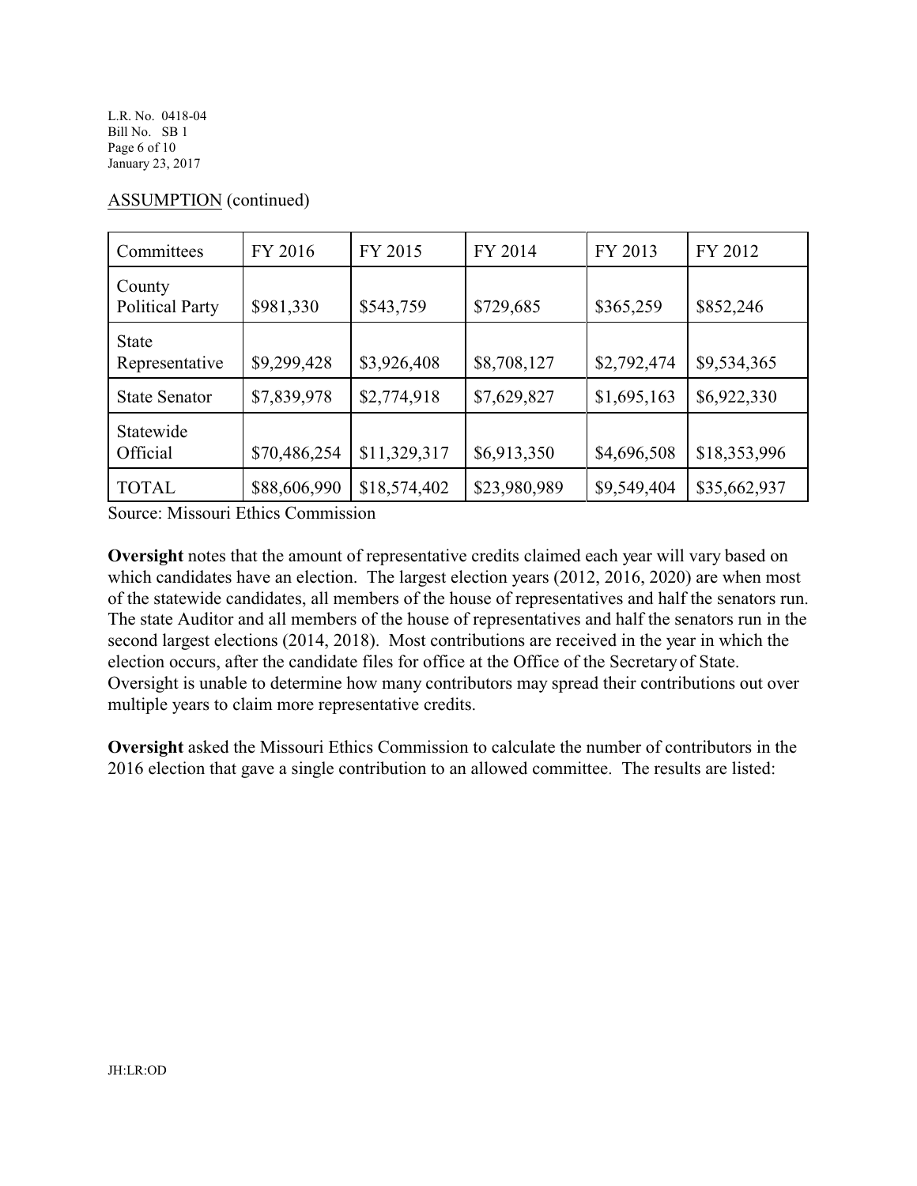ASSUMPTION (continued)

| Committees | FY 2016 | FY 2015 | FY 2014 | FY 2013 | FY 2012 |
|---|---|---|---|---|---|
| County Political Party | $981,330 | $543,759 | $729,685 | $365,259 | $852,246 |
| State Representative | $9,299,428 | $3,926,408 | $8,708,127 | $2,792,474 | $9,534,365 |
| State Senator | $7,839,978 | $2,774,918 | $7,629,827 | $1,695,163 | $6,922,330 |
| Statewide Official | $70,486,254 | $11,329,317 | $6,913,350 | $4,696,508 | $18,353,996 |
| TOTAL | $88,606,990 | $18,574,402 | $23,980,989 | $9,549,404 | $35,662,937 |

Source: Missouri Ethics Commission

**Oversight** notes that the amount of representative credits claimed each year will vary based on which candidates have an election. The largest election years (2012, 2016, 2020) are when most of the statewide candidates, all members of the house of representatives and half the senators run. The state Auditor and all members of the house of representatives and half the senators run in the second largest elections (2014, 2018). Most contributions are received in the year in which the election occurs, after the candidate files for office at the Office of the Secretary of State. Oversight is unable to determine how many contributors may spread their contributions out over multiple years to claim more representative credits.

**Oversight** asked the Missouri Ethics Commission to calculate the number of contributors in the 2016 election that gave a single contribution to an allowed committee. The results are listed:

JH:LR:OD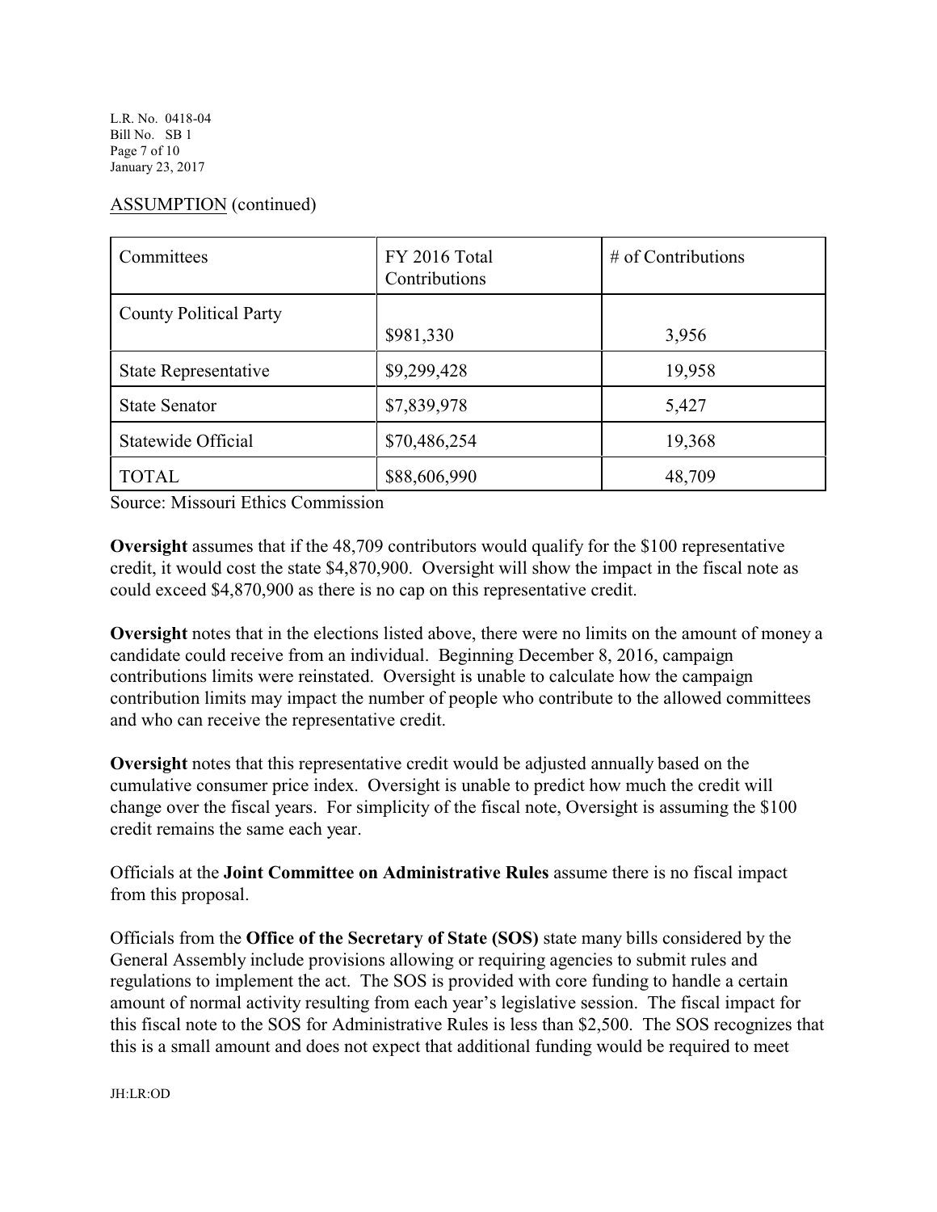ASSUMPTION (continued)

| Committees | FY 2016 Total Contributions | # of Contributions |
|---|---|---|
| County Political Party | $981,330 | 3,956 |
| State Representative | $9,299,428 | 19,958 |
| State Senator | $7,839,978 | 5,427 |
| Statewide Official | $70,486,254 | 19,368 |
| TOTAL | $88,606,990 | 48,709 |

Source: Missouri Ethics Commission

**Oversight** assumes that if the 48,709 contributors would qualify for the $100 representative credit, it would cost the state $4,870,900. Oversight will show the impact in the fiscal note as could exceed $4,870,900 as there is no cap on this representative credit.

**Oversight** notes that in the elections listed above, there were no limits on the amount of money a candidate could receive from an individual. Beginning December 8, 2016, campaign contributions limits were reinstated. Oversight is unable to calculate how the campaign contribution limits may impact the number of people who contribute to the allowed committees and who can receive the representative credit.

**Oversight** notes that this representative credit would be adjusted annually based on the cumulative consumer price index. Oversight is unable to predict how much the credit will change over the fiscal years. For simplicity of the fiscal note, Oversight is assuming the $100 credit remains the same each year.

Officials at the **Joint Committee on Administrative Rules** assume there is no fiscal impact from this proposal.

Officials from the **Office of the Secretary of State (SOS)** state many bills considered by the General Assembly include provisions allowing or requiring agencies to submit rules and regulations to implement the act. The SOS is provided with core funding to handle a certain amount of normal activity resulting from each year's legislative session. The fiscal impact for this fiscal note to the SOS for Administrative Rules is less than $2,500. The SOS recognizes that this is a small amount and does not expect that additional funding would be required to meet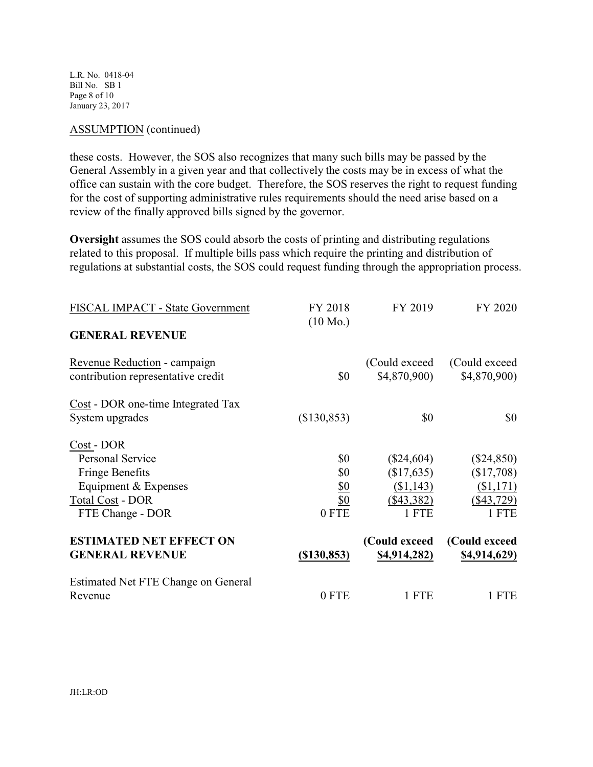ASSUMPTION (continued)

these costs. However, the SOS also recognizes that many such bills may be passed by the General Assembly in a given year and that collectively the costs may be in excess of what the office can sustain with the core budget. Therefore, the SOS reserves the right to request funding for the cost of supporting administrative rules requirements should the need arise based on a review of the finally approved bills signed by the governor.

**Oversight** assumes the SOS could absorb the costs of printing and distributing regulations related to this proposal. If multiple bills pass which require the printing and distribution of regulations at substantial costs, the SOS could request funding through the appropriation process.

| FISCAL IMPACT - State Government | FY 2018 (10 Mo.) | FY 2019 | FY 2020 |
|---|---|---|---|
| **GENERAL REVENUE** | | | |
| Revenue Reduction - campaign contribution representative credit | $0 | (Could exceed $4,870,900) | (Could exceed $4,870,900) |
| Cost - DOR one-time Integrated Tax System upgrades | ($130,853) | $0 | $0 |
| Cost - DOR | | | |
| Personal Service | $0 | ($24,604) | ($24,850) |
| Fringe Benefits | $0 | ($17,635) | ($17,708) |
| Equipment & Expenses | $0 | ($1,143) | ($1,171) |
| Total Cost - DOR | $0 | ($43,382) | ($43,729) |
| FTE Change - DOR | 0 FTE | 1 FTE | 1 FTE |
| **ESTIMATED NET EFFECT ON GENERAL REVENUE** | **($130,853)** | **(Could exceed $4,914,282)** | **(Could exceed $4,914,629)** |
| Estimated Net FTE Change on General Revenue | 0 FTE | 1 FTE | 1 FTE |

JH:LR:OD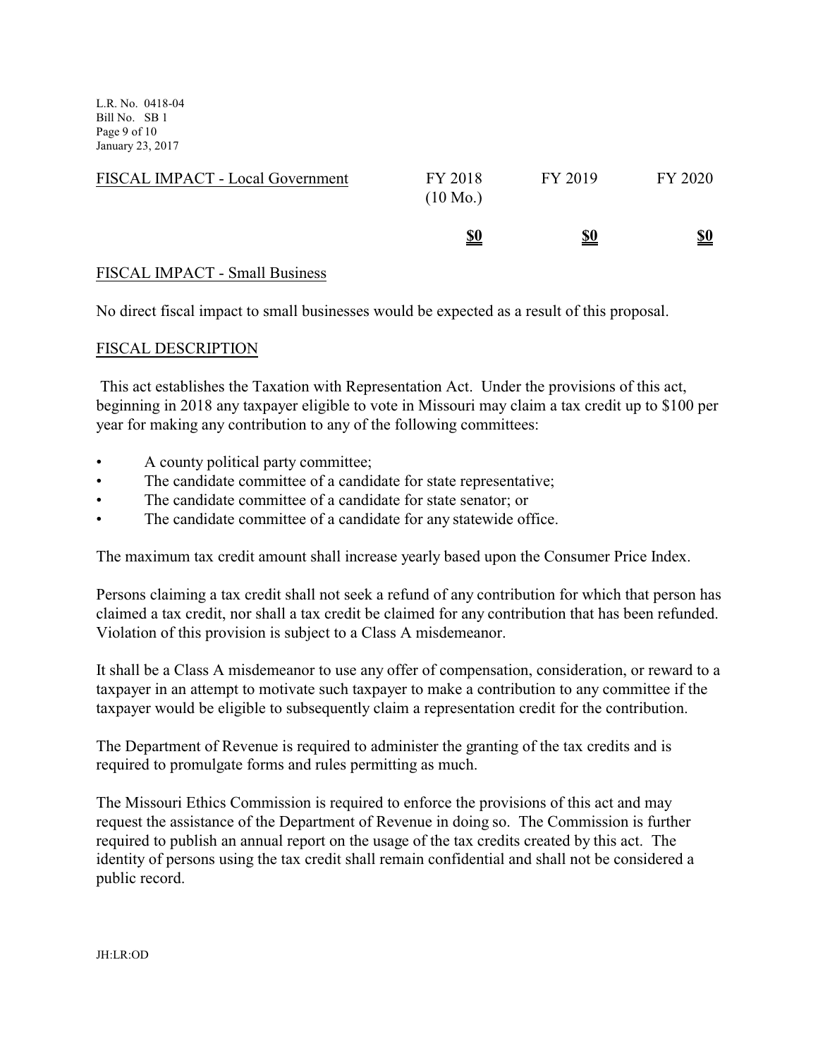| FISCAL IMPACT - Local Government | FY 2018 (10 Mo.) | FY 2019 | FY 2020 |
| --- | --- | --- | --- |
| | **$0** | **$0** | **$0** |

## FISCAL IMPACT - Small Business

No direct fiscal impact to small businesses would be expected as a result of this proposal.

## FISCAL DESCRIPTION

This act establishes the Taxation with Representation Act. Under the provisions of this act, beginning in 2018 any taxpayer eligible to vote in Missouri may claim a tax credit up to $100 per year for making any contribution to any of the following committees:

- A county political party committee;
- The candidate committee of a candidate for state representative;
- The candidate committee of a candidate for state senator; or
- The candidate committee of a candidate for any statewide office.

The maximum tax credit amount shall increase yearly based upon the Consumer Price Index.

Persons claiming a tax credit shall not seek a refund of any contribution for which that person has claimed a tax credit, nor shall a tax credit be claimed for any contribution that has been refunded. Violation of this provision is subject to a Class A misdemeanor.

It shall be a Class A misdemeanor to use any offer of compensation, consideration, or reward to a taxpayer in an attempt to motivate such taxpayer to make a contribution to any committee if the taxpayer would be eligible to subsequently claim a representation credit for the contribution.

The Department of Revenue is required to administer the granting of the tax credits and is required to promulgate forms and rules permitting as much.

The Missouri Ethics Commission is required to enforce the provisions of this act and may request the assistance of the Department of Revenue in doing so. The Commission is further required to publish an annual report on the usage of the tax credits created by this act. The identity of persons using the tax credit shall remain confidential and shall not be considered a public record.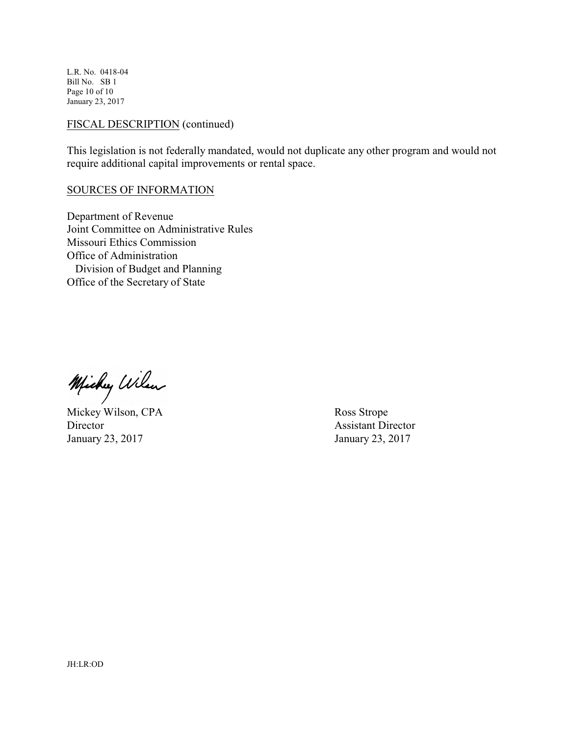FISCAL DESCRIPTION (continued)

This legislation is not federally mandated, would not duplicate any other program and would not require additional capital improvements or rental space.

SOURCES OF INFORMATION

Department of Revenue
Joint Committee on Administrative Rules
Missouri Ethics Commission
Office of Administration
   Division of Budget and Planning
Office of the Secretary of State

Mickey Wilson, CPA
Director
January 23, 2017

Ross Strope
Assistant Director
January 23, 2017

JH:LR:OD